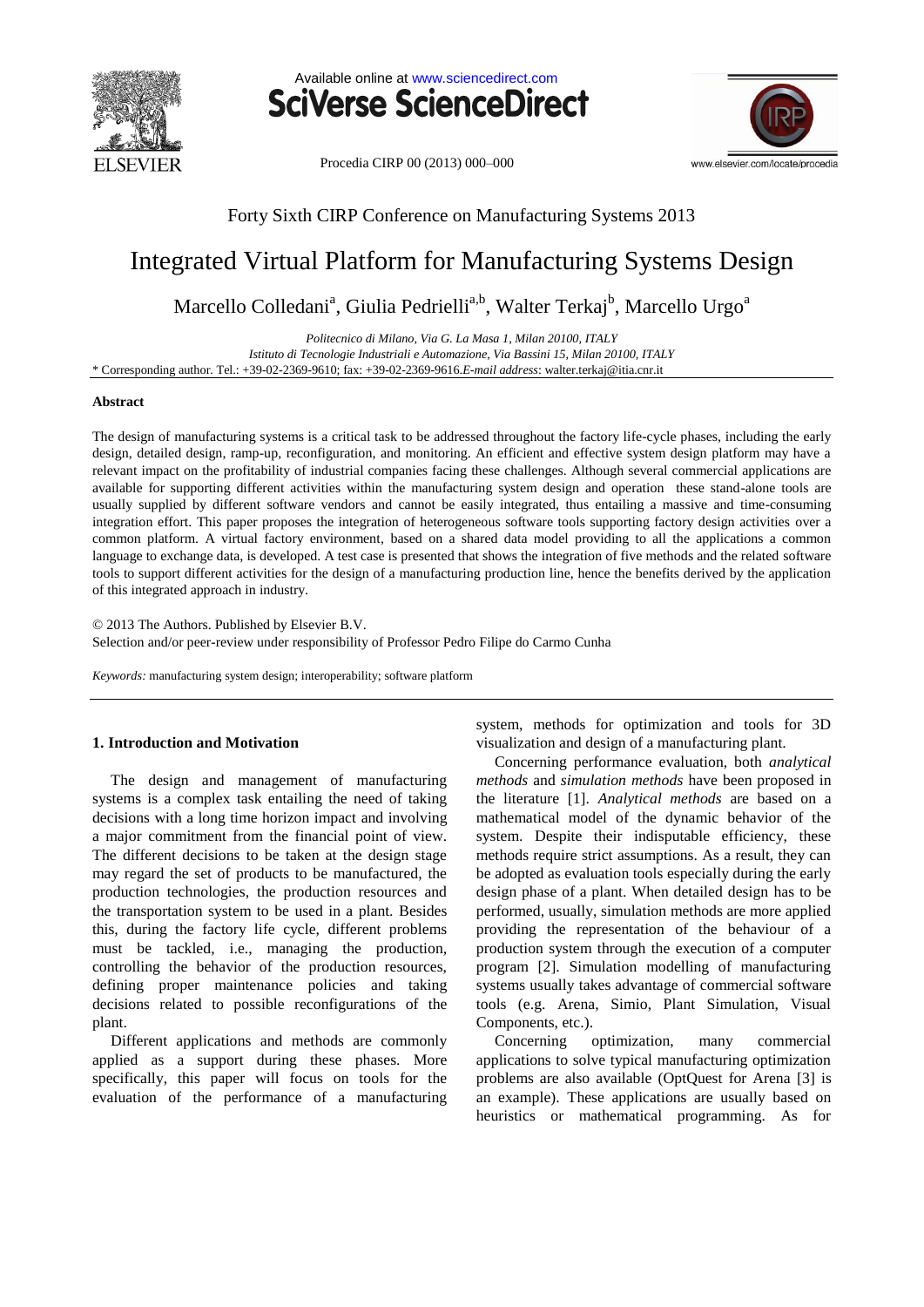Forty Sixth CIRP Conference on Manufacturing Systems 2013

# Integrated Virtual Platform for Manufacturing Systems Design

Marcello Colledani[a], Giulia Pedrielli[a,b], Walter Terkaj[b], Marcello Urgo[a]

*Politecnico di Milano, Via G. La Masa 1, Milan 20100, ITALY*
*Istituto di Tecnologie Industriali e Automazione, Via Bassini 15, Milan 20100, ITALY*

\* Corresponding author. Tel.: +39-02-2369-9610; fax: +39-02-2369-9616. *E-mail address*: walter.terkaj@itia.cnr.it

### Abstract

The design of manufacturing systems is a critical task to be addressed throughout the factory life-cycle phases, including the early design, detailed design, ramp-up, reconfiguration, and monitoring. An efficient and effective system design platform may have a relevant impact on the profitability of industrial companies facing these challenges. Although several commercial applications are available for supporting different activities within the manufacturing system design and operation these stand-alone tools are usually supplied by different software vendors and cannot be easily integrated, thus entailing a massive and time-consuming integration effort. This paper proposes the integration of heterogeneous software tools supporting factory design activities over a common platform. A virtual factory environment, based on a shared data model providing to all the applications a common language to exchange data, is developed. A test case is presented that shows the integration of five methods and the related software tools to support different activities for the design of a manufacturing production line, hence the benefits derived by the application of this integrated approach in industry.

© 2013 The Authors. Published by Elsevier B.V.
Selection and/or peer-review under responsibility of Professor Pedro Filipe do Carmo Cunha

*Keywords:* manufacturing system design; interoperability; software platform

## 1. Introduction and Motivation

The design and management of manufacturing systems is a complex task entailing the need of taking decisions with a long time horizon impact and involving a major commitment from the financial point of view. The different decisions to be taken at the design stage may regard the set of products to be manufactured, the production technologies, the production resources and the transportation system to be used in a plant. Besides this, during the factory life cycle, different problems must be tackled, i.e., managing the production, controlling the behavior of the production resources, defining proper maintenance policies and taking decisions related to possible reconfigurations of the plant.

Different applications and methods are commonly applied as a support during these phases. More specifically, this paper will focus on tools for the evaluation of the performance of a manufacturing system, methods for optimization and tools for 3D visualization and design of a manufacturing plant.

Concerning performance evaluation, both *analytical methods* and *simulation methods* have been proposed in the literature [1]. *Analytical methods* are based on a mathematical model of the dynamic behavior of the system. Despite their indisputable efficiency, these methods require strict assumptions. As a result, they can be adopted as evaluation tools especially during the early design phase of a plant. When detailed design has to be performed, usually, simulation methods are more applied providing the representation of the behaviour of a production system through the execution of a computer program [2]. Simulation modelling of manufacturing systems usually takes advantage of commercial software tools (e.g. Arena, Simio, Plant Simulation, Visual Components, etc.).

Concerning optimization, many commercial applications to solve typical manufacturing optimization problems are also available (OptQuest for Arena [3] is an example). These applications are usually based on heuristics or mathematical programming. As for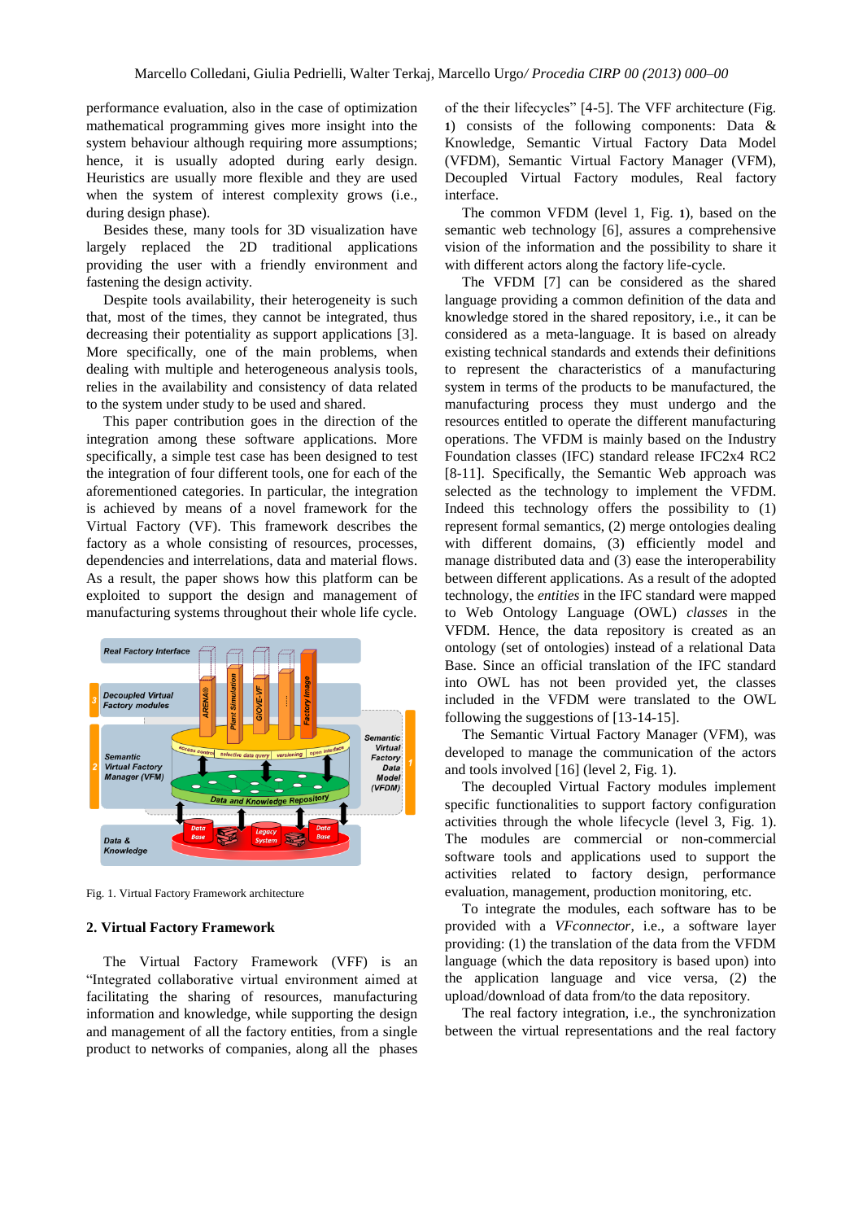performance evaluation, also in the case of optimization mathematical programming gives more insight into the system behaviour although requiring more assumptions; hence, it is usually adopted during early design. Heuristics are usually more flexible and they are used when the system of interest complexity grows (i.e., during design phase).

Besides these, many tools for 3D visualization have largely replaced the 2D traditional applications providing the user with a friendly environment and fastening the design activity.

Despite tools availability, their heterogeneity is such that, most of the times, they cannot be integrated, thus decreasing their potentiality as support applications [3]. More specifically, one of the main problems, when dealing with multiple and heterogeneous analysis tools, relies in the availability and consistency of data related to the system under study to be used and shared.

This paper contribution goes in the direction of the integration among these software applications. More specifically, a simple test case has been designed to test the integration of four different tools, one for each of the aforementioned categories. In particular, the integration is achieved by means of a novel framework for the Virtual Factory (VF). This framework describes the factory as a whole consisting of resources, processes, dependencies and interrelations, data and material flows. As a result, the paper shows how this platform can be exploited to support the design and management of manufacturing systems throughout their whole life cycle.

Real Factory Interface
Decoupled Virtual Factory modules
ARENA®
Plant Simulation
GIOVE-VF
Factory Image
3
Semantic Virtual Factory Manager (VFM)
2
access control
selective data query
versioning
open interface
Data and Knowledge Repository
Semantic Virtual Factory Data Model (VFDM)
1
Data & Knowledge
Data Base
Legacy System
Data Base

Fig. 1. Virtual Factory Framework architecture

## 2. Virtual Factory Framework

The Virtual Factory Framework (VFF) is an "Integrated collaborative virtual environment aimed at facilitating the sharing of resources, manufacturing information and knowledge, while supporting the design and management of all the factory entities, from a single product to networks of companies, along all the phases of the their lifecycles" [4-5]. The VFF architecture (Fig. **1**) consists of the following components: Data & Knowledge, Semantic Virtual Factory Data Model (VFDM), Semantic Virtual Factory Manager (VFM), Decoupled Virtual Factory modules, Real factory interface.

The common VFDM (level 1, Fig. **1**), based on the semantic web technology [6], assures a comprehensive vision of the information and the possibility to share it with different actors along the factory life-cycle.

The VFDM [7] can be considered as the shared language providing a common definition of the data and knowledge stored in the shared repository, i.e., it can be considered as a meta-language. It is based on already existing technical standards and extends their definitions to represent the characteristics of a manufacturing system in terms of the products to be manufactured, the manufacturing process they must undergo and the resources entitled to operate the different manufacturing operations. The VFDM is mainly based on the Industry Foundation classes (IFC) standard release IFC2x4 RC2 [8-11]. Specifically, the Semantic Web approach was selected as the technology to implement the VFDM. Indeed this technology offers the possibility to (1) represent formal semantics, (2) merge ontologies dealing with different domains, (3) efficiently model and manage distributed data and (3) ease the interoperability between different applications. As a result of the adopted technology, the *entities* in the IFC standard were mapped to Web Ontology Language (OWL) *classes* in the VFDM. Hence, the data repository is created as an ontology (set of ontologies) instead of a relational Data Base. Since an official translation of the IFC standard into OWL has not been provided yet, the classes included in the VFDM were translated to the OWL following the suggestions of [13-14-15].

The Semantic Virtual Factory Manager (VFM), was developed to manage the communication of the actors and tools involved [16] (level 2, Fig. 1).

The decoupled Virtual Factory modules implement specific functionalities to support factory configuration activities through the whole lifecycle (level 3, Fig. 1). The modules are commercial or non-commercial software tools and applications used to support the activities related to factory design, performance evaluation, management, production monitoring, etc.

To integrate the modules, each software has to be provided with a *VFconnector*, i.e., a software layer providing: (1) the translation of the data from the VFDM language (which the data repository is based upon) into the application language and vice versa, (2) the upload/download of data from/to the data repository.

The real factory integration, i.e., the synchronization between the virtual representations and the real factory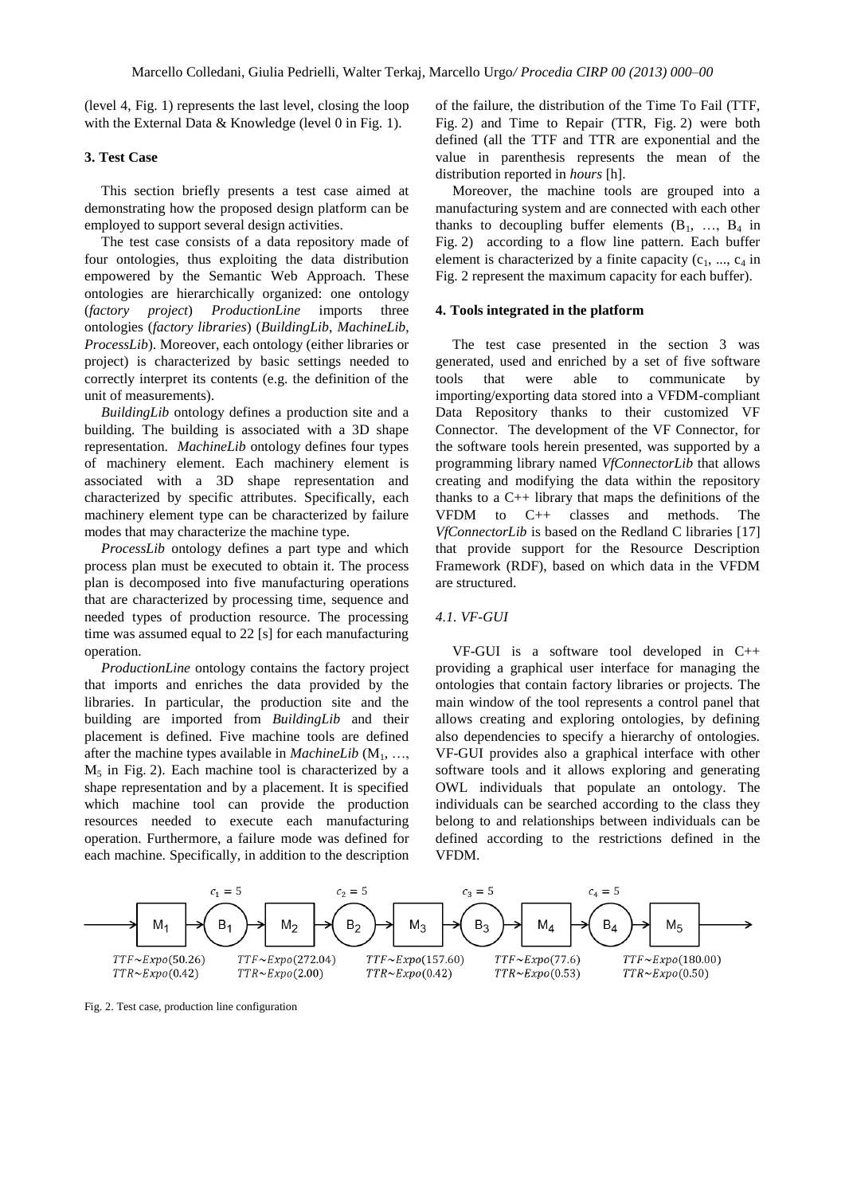(level 4, Fig. 1) represents the last level, closing the loop with the External Data & Knowledge (level 0 in Fig. 1).

### 3. Test Case

This section briefly presents a test case aimed at demonstrating how the proposed design platform can be employed to support several design activities.

The test case consists of a data repository made of four ontologies, thus exploiting the data distribution empowered by the Semantic Web Approach. These ontologies are hierarchically organized: one ontology (*factory project*) *ProductionLine* imports three ontologies (*factory libraries*) (*BuildingLib*, *MachineLib*, *ProcessLib*). Moreover, each ontology (either libraries or project) is characterized by basic settings needed to correctly interpret its contents (e.g. the definition of the unit of measurements).

*BuildingLib* ontology defines a production site and a building. The building is associated with a 3D shape representation. *MachineLib* ontology defines four types of machinery element. Each machinery element is associated with a 3D shape representation and characterized by specific attributes. Specifically, each machinery element type can be characterized by failure modes that may characterize the machine type.

*ProcessLib* ontology defines a part type and which process plan must be executed to obtain it. The process plan is decomposed into five manufacturing operations that are characterized by processing time, sequence and needed types of production resource. The processing time was assumed equal to 22 [s] for each manufacturing operation.

*ProductionLine* ontology contains the factory project that imports and enriches the data provided by the libraries. In particular, the production site and the building are imported from *BuildingLib* and their placement is defined. Five machine tools are defined after the machine types available in *MachineLib* ($M_1$, …, $M_5$ in Fig. 2). Each machine tool is characterized by a shape representation and by a placement. It is specified which machine tool can provide the production resources needed to execute each manufacturing operation. Furthermore, a failure mode was defined for each machine. Specifically, in addition to the description of the failure, the distribution of the Time To Fail (TTF, Fig. 2) and Time to Repair (TTR, Fig. 2) were both defined (all the TTF and TTR are exponential and the value in parenthesis represents the mean of the distribution reported in *hours* [h].

Moreover, the machine tools are grouped into a manufacturing system and are connected with each other thanks to decoupling buffer elements ($B_1$, …, $B_4$ in Fig. 2) according to a flow line pattern. Each buffer element is characterized by a finite capacity ($c_1$, ..., $c_4$ in Fig. 2 represent the maximum capacity for each buffer).

### 4. Tools integrated in the platform

The test case presented in the section 3 was generated, used and enriched by a set of five software tools that were able to communicate by importing/exporting data stored into a VFDM-compliant Data Repository thanks to their customized VF Connector. The development of the VF Connector, for the software tools herein presented, was supported by a programming library named *VfConnectorLib* that allows creating and modifying the data within the repository thanks to a C++ library that maps the definitions of the VFDM to C++ classes and methods. The *VfConnectorLib* is based on the Redland C libraries [17] that provide support for the Resource Description Framework (RDF), based on which data in the VFDM are structured.

#### *4.1. VF-GUI*

VF-GUI is a software tool developed in C++ providing a graphical user interface for managing the ontologies that contain factory libraries or projects. The main window of the tool represents a control panel that allows creating and exploring ontologies, by defining also dependencies to specify a hierarchy of ontologies. VF-GUI provides also a graphical interface with other software tools and it allows exploring and generating OWL individuals that populate an ontology. The individuals can be searched according to the class they belong to and relationships between individuals can be defined according to the restrictions defined in the VFDM.

$c_1 = 5$ $c_2 = 5$ $c_3 = 5$ $c_4 = 5$

$M_1$ $B_1$ $M_2$ $B_2$ $M_3$ $B_3$ $M_4$ $B_4$ $M_5$

$TTF \sim Expo(50.26)$ $TTR \sim Expo(0.42)$

$TTF \sim Expo(272.04)$ $TTR \sim Expo(2.00)$

$TTF \sim Expo(157.60)$ $TTR \sim Expo(0.42)$

$TTF \sim Expo(77.6)$ $TTR \sim Expo(0.53)$

$TTF \sim Expo(180.00)$ $TTR \sim Expo(0.50)$

Fig. 2. Test case, production line configuration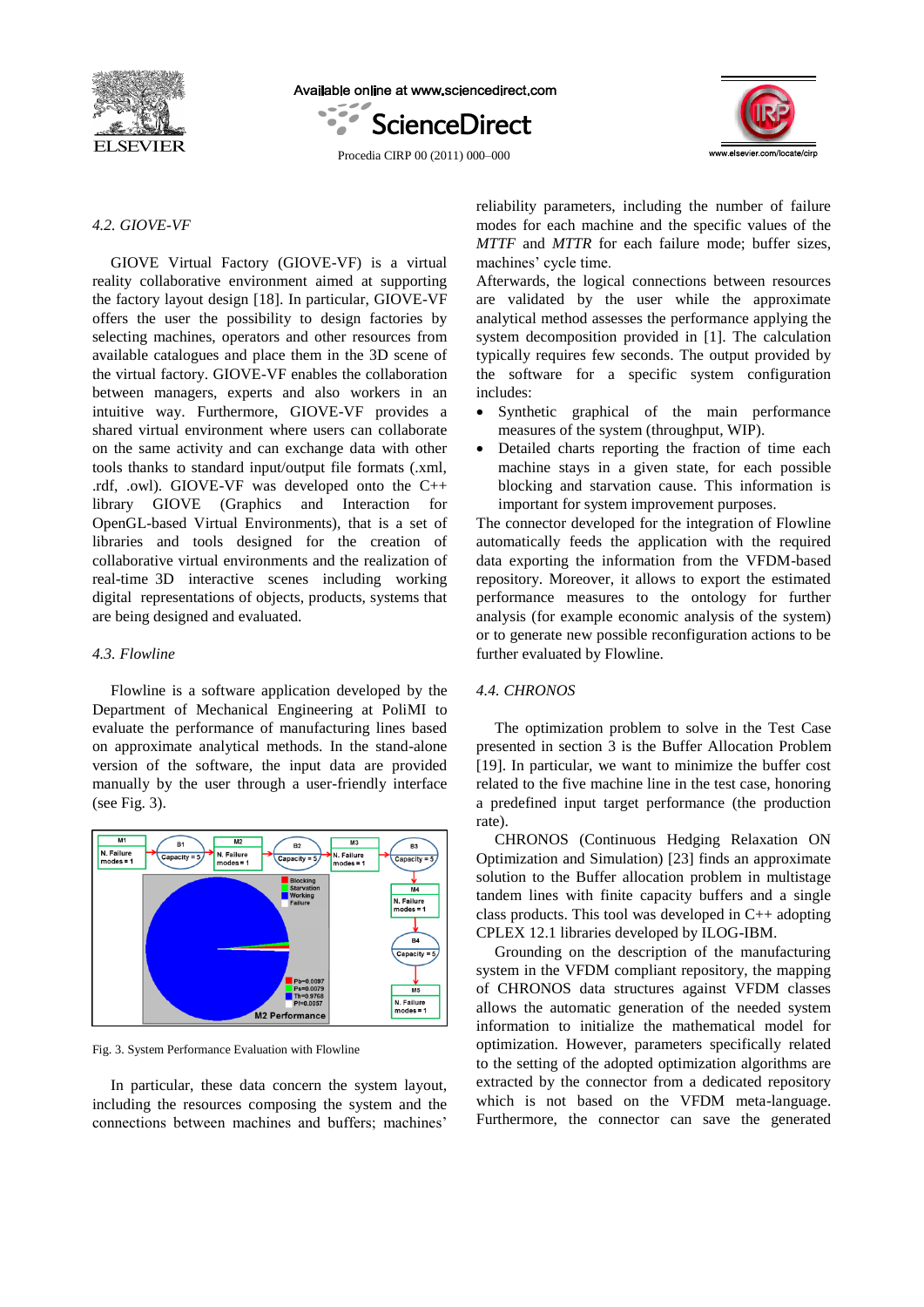### 4.2. GIOVE-VF

GIOVE Virtual Factory (GIOVE-VF) is a virtual reality collaborative environment aimed at supporting the factory layout design [18]. In particular, GIOVE-VF offers the user the possibility to design factories by selecting machines, operators and other resources from available catalogues and place them in the 3D scene of the virtual factory. GIOVE-VF enables the collaboration between managers, experts and also workers in an intuitive way. Furthermore, GIOVE-VF provides a shared virtual environment where users can collaborate on the same activity and can exchange data with other tools thanks to standard input/output file formats (.xml, .rdf, .owl). GIOVE-VF was developed onto the C++ library GIOVE (Graphics and Interaction for OpenGL-based Virtual Environments), that is a set of libraries and tools designed for the creation of collaborative virtual environments and the realization of real-time 3D interactive scenes including working digital representations of objects, products, systems that are being designed and evaluated.

### 4.3. Flowline

Flowline is a software application developed by the Department of Mechanical Engineering at PoliMI to evaluate the performance of manufacturing lines based on approximate analytical methods. In the stand-alone version of the software, the input data are provided manually by the user through a user-friendly interface (see Fig. 3).

Fig. 3. System Performance Evaluation with Flowline

In particular, these data concern the system layout, including the resources composing the system and the connections between machines and buffers; machines' reliability parameters, including the number of failure modes for each machine and the specific values of the *MTTF* and *MTTR* for each failure mode; buffer sizes, machines' cycle time.

Afterwards, the logical connections between resources are validated by the user while the approximate analytical method assesses the performance applying the system decomposition provided in [1]. The calculation typically requires few seconds. The output provided by the software for a specific system configuration includes:

- Synthetic graphical of the main performance measures of the system (throughput, WIP).
- Detailed charts reporting the fraction of time each machine stays in a given state, for each possible blocking and starvation cause. This information is important for system improvement purposes.

The connector developed for the integration of Flowline automatically feeds the application with the required data exporting the information from the VFDM-based repository. Moreover, it allows to export the estimated performance measures to the ontology for further analysis (for example economic analysis of the system) or to generate new possible reconfiguration actions to be further evaluated by Flowline.

### 4.4. CHRONOS

The optimization problem to solve in the Test Case presented in section 3 is the Buffer Allocation Problem [19]. In particular, we want to minimize the buffer cost related to the five machine line in the test case, honoring a predefined input target performance (the production rate).

CHRONOS (Continuous Hedging Relaxation ON Optimization and Simulation) [23] finds an approximate solution to the Buffer allocation problem in multistage tandem lines with finite capacity buffers and a single class products. This tool was developed in C++ adopting CPLEX 12.1 libraries developed by ILOG-IBM.

Grounding on the description of the manufacturing system in the VFDM compliant repository, the mapping of CHRONOS data structures against VFDM classes allows the automatic generation of the needed system information to initialize the mathematical model for optimization. However, parameters specifically related to the setting of the adopted optimization algorithms are extracted by the connector from a dedicated repository which is not based on the VFDM meta-language. Furthermore, the connector can save the generated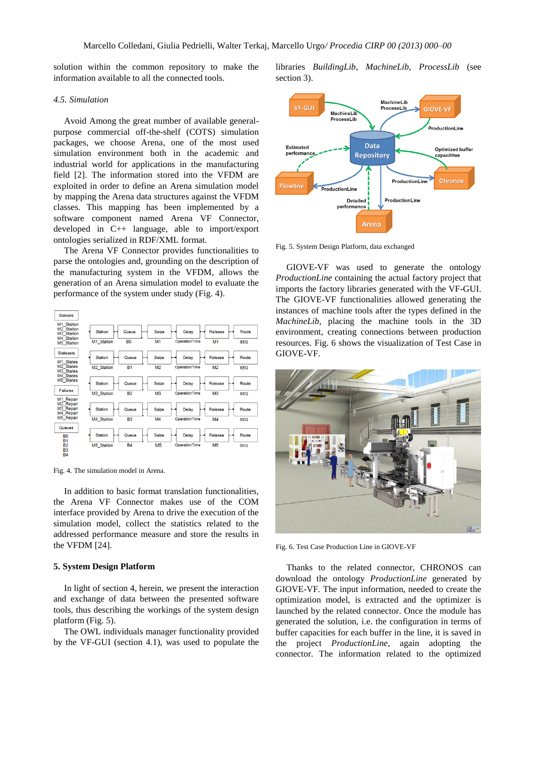solution within the common repository to make the information available to all the connected tools.

*4.5. Simulation*

Avoid Among the great number of available general-purpose commercial off-the-shelf (COTS) simulation packages, we choose Arena, one of the most used simulation environment both in the academic and industrial world for applications in the manufacturing field [2]. The information stored into the VFDM are exploited in order to define an Arena simulation model by mapping the Arena data structures against the VFDM classes. This mapping has been implemented by a software component named Arena VF Connector, developed in C++ language, able to import/export ontologies serialized in RDF/XML format.

The Arena VF Connector provides functionalities to parse the ontologies and, grounding on the description of the manufacturing system in the VFDM, allows the generation of an Arena simulation model to evaluate the performance of the system under study (Fig. 4).

Fig. 4. The simulation model in Arena.

In addition to basic format translation functionalities, the Arena VF Connector makes use of the COM interface provided by Arena to drive the execution of the simulation model, collect the statistics related to the addressed performance measure and store the results in the VFDM [24].

## 5. System Design Platform

In light of section 4, herein, we present the interaction and exchange of data between the presented software tools, thus describing the workings of the system design platform (Fig. 5).

The OWL individuals manager functionality provided by the VF-GUI (section 4.1), was used to populate the libraries *BuildingLib*, *MachineLib*, *ProcessLib* (see section 3).

Fig. 5. System Design Platform, data exchanged

GIOVE-VF was used to generate the ontology *ProductionLine* containing the actual factory project that imports the factory libraries generated with the VF-GUI. The GIOVE-VF functionalities allowed generating the instances of machine tools after the types defined in the *MachineLib*, placing the machine tools in the 3D environment, creating connections between production resources. Fig. 6 shows the visualization of Test Case in GIOVE-VF.

Fig. 6. Test Case Production Line in GIOVE-VF

Thanks to the related connector, CHRONOS can download the ontology *ProductionLine* generated by GIOVE-VF. The input information, needed to create the optimization model, is extracted and the optimizer is launched by the related connector. Once the module has generated the solution, i.e. the configuration in terms of buffer capacities for each buffer in the line, it is saved in the project *ProductionLine*, again adopting the connector. The information related to the optimized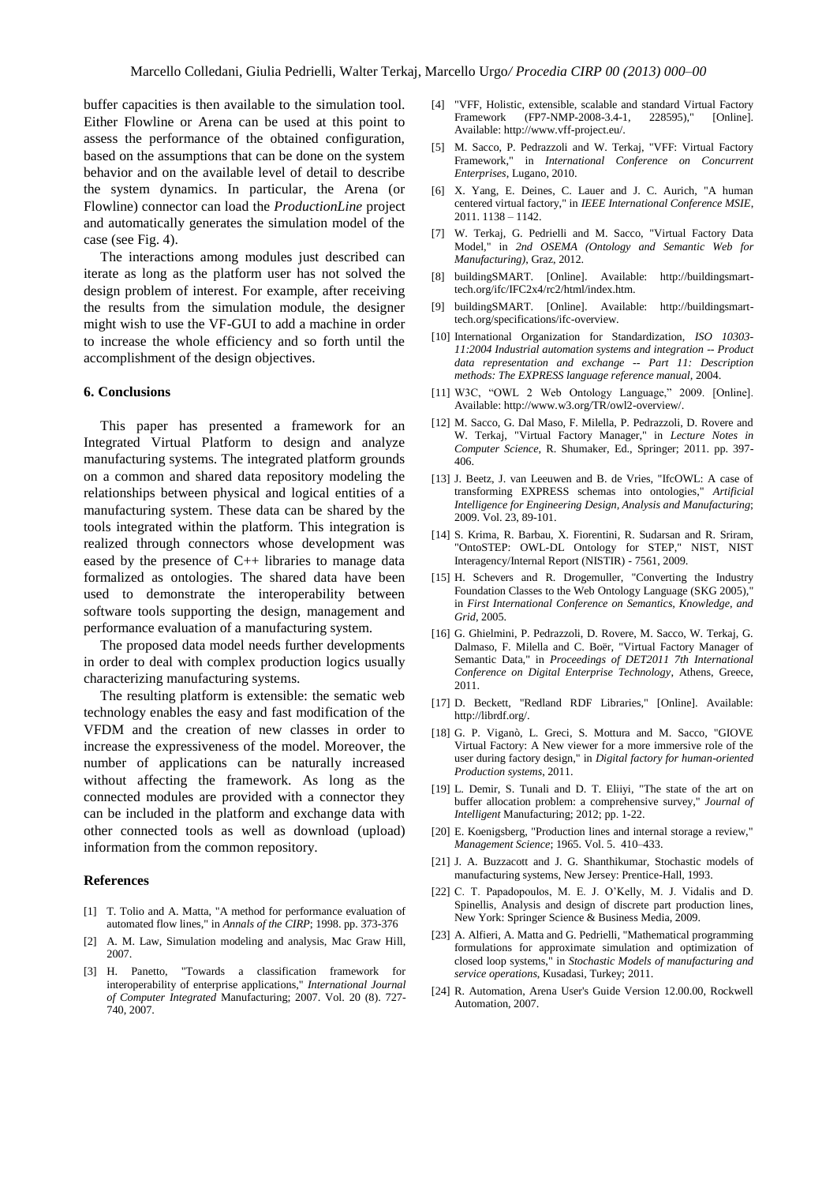buffer capacities is then available to the simulation tool. Either Flowline or Arena can be used at this point to assess the performance of the obtained configuration, based on the assumptions that can be done on the system behavior and on the available level of detail to describe the system dynamics. In particular, the Arena (or Flowline) connector can load the *ProductionLine* project and automatically generates the simulation model of the case (see Fig. 4).

The interactions among modules just described can iterate as long as the platform user has not solved the design problem of interest. For example, after receiving the results from the simulation module, the designer might wish to use the VF-GUI to add a machine in order to increase the whole efficiency and so forth until the accomplishment of the design objectives.

### 6. Conclusions

This paper has presented a framework for an Integrated Virtual Platform to design and analyze manufacturing systems. The integrated platform grounds on a common and shared data repository modeling the relationships between physical and logical entities of a manufacturing system. These data can be shared by the tools integrated within the platform. This integration is realized through connectors whose development was eased by the presence of C++ libraries to manage data formalized as ontologies. The shared data have been used to demonstrate the interoperability between software tools supporting the design, management and performance evaluation of a manufacturing system.

The proposed data model needs further developments in order to deal with complex production logics usually characterizing manufacturing systems.

The resulting platform is extensible: the sematic web technology enables the easy and fast modification of the VFDM and the creation of new classes in order to increase the expressiveness of the model. Moreover, the number of applications can be naturally increased without affecting the framework. As long as the connected modules are provided with a connector they can be included in the platform and exchange data with other connected tools as well as download (upload) information from the common repository.

### References

[1] T. Tolio and A. Matta, "A method for performance evaluation of automated flow lines," in *Annals of the CIRP*; 1998. pp. 373-376

[2] A. M. Law, Simulation modeling and analysis, Mac Graw Hill, 2007.

[3] H. Panetto, "Towards a classification framework for interoperability of enterprise applications," *International Journal of Computer Integrated* Manufacturing; 2007. Vol. 20 (8). 727-740, 2007.

[4] "VFF, Holistic, extensible, scalable and standard Virtual Factory Framework (FP7-NMP-2008-3.4-1, 228595)," [Online]. Available: http://www.vff-project.eu/.

[5] M. Sacco, P. Pedrazzoli and W. Terkaj, "VFF: Virtual Factory Framework," in *International Conference on Concurrent Enterprises*, Lugano, 2010.

[6] X. Yang, E. Deines, C. Lauer and J. C. Aurich, "A human centered virtual factory," in *IEEE International Conference MSIE*, 2011. 1138 – 1142.

[7] W. Terkaj, G. Pedrielli and M. Sacco, "Virtual Factory Data Model," in *2nd OSEMA (Ontology and Semantic Web for Manufacturing)*, Graz, 2012.

[8] buildingSMART. [Online]. Available: http://buildingsmart-tech.org/ifc/IFC2x4/rc2/html/index.htm.

[9] buildingSMART. [Online]. Available: http://buildingsmart-tech.org/specifications/ifc-overview.

[10] International Organization for Standardization, *ISO 10303-11:2004 Industrial automation systems and integration -- Product data representation and exchange -- Part 11: Description methods: The EXPRESS language reference manual*, 2004.

[11] W3C, "OWL 2 Web Ontology Language," 2009. [Online]. Available: http://www.w3.org/TR/owl2-overview/.

[12] M. Sacco, G. Dal Maso, F. Milella, P. Pedrazzoli, D. Rovere and W. Terkaj, "Virtual Factory Manager," in *Lecture Notes in Computer Science*, R. Shumaker, Ed., Springer; 2011. pp. 397-406.

[13] J. Beetz, J. van Leeuwen and B. de Vries, "IfcOWL: A case of transforming EXPRESS schemas into ontologies," *Artificial Intelligence for Engineering Design, Analysis and Manufacturing*; 2009. Vol. 23, 89-101.

[14] S. Krima, R. Barbau, X. Fiorentini, R. Sudarsan and R. Sriram, "OntoSTEP: OWL-DL Ontology for STEP," NIST, NIST Interagency/Internal Report (NISTIR) - 7561, 2009.

[15] H. Schevers and R. Drogemuller, "Converting the Industry Foundation Classes to the Web Ontology Language (SKG 2005)," in *First International Conference on Semantics, Knowledge, and Grid*, 2005.

[16] G. Ghielmini, P. Pedrazzoli, D. Rovere, M. Sacco, W. Terkaj, G. Dalmaso, F. Milella and C. Boër, "Virtual Factory Manager of Semantic Data," in *Proceedings of DET2011 7th International Conference on Digital Enterprise Technology*, Athens, Greece, 2011.

[17] D. Beckett, "Redland RDF Libraries," [Online]. Available: http://librdf.org/.

[18] G. P. Viganò, L. Greci, S. Mottura and M. Sacco, "GIOVE Virtual Factory: A New viewer for a more immersive role of the user during factory design," in *Digital factory for human-oriented Production systems*, 2011.

[19] L. Demir, S. Tunali and D. T. Eliiyi, "The state of the art on buffer allocation problem: a comprehensive survey," *Journal of Intelligent* Manufacturing; 2012; pp. 1-22.

[20] E. Koenigsberg, "Production lines and internal storage a review," *Management Science*; 1965. Vol. 5. 410–433.

[21] J. A. Buzzacott and J. G. Shanthikumar, Stochastic models of manufacturing systems, New Jersey: Prentice-Hall, 1993.

[22] C. T. Papadopoulos, M. E. J. O'Kelly, M. J. Vidalis and D. Spinellis, Analysis and design of discrete part production lines, New York: Springer Science & Business Media, 2009.

[23] A. Alfieri, A. Matta and G. Pedrielli, "Mathematical programming formulations for approximate simulation and optimization of closed loop systems," in *Stochastic Models of manufacturing and service operations*, Kusadasi, Turkey; 2011.

[24] R. Automation, Arena User's Guide Version 12.00.00, Rockwell Automation, 2007.